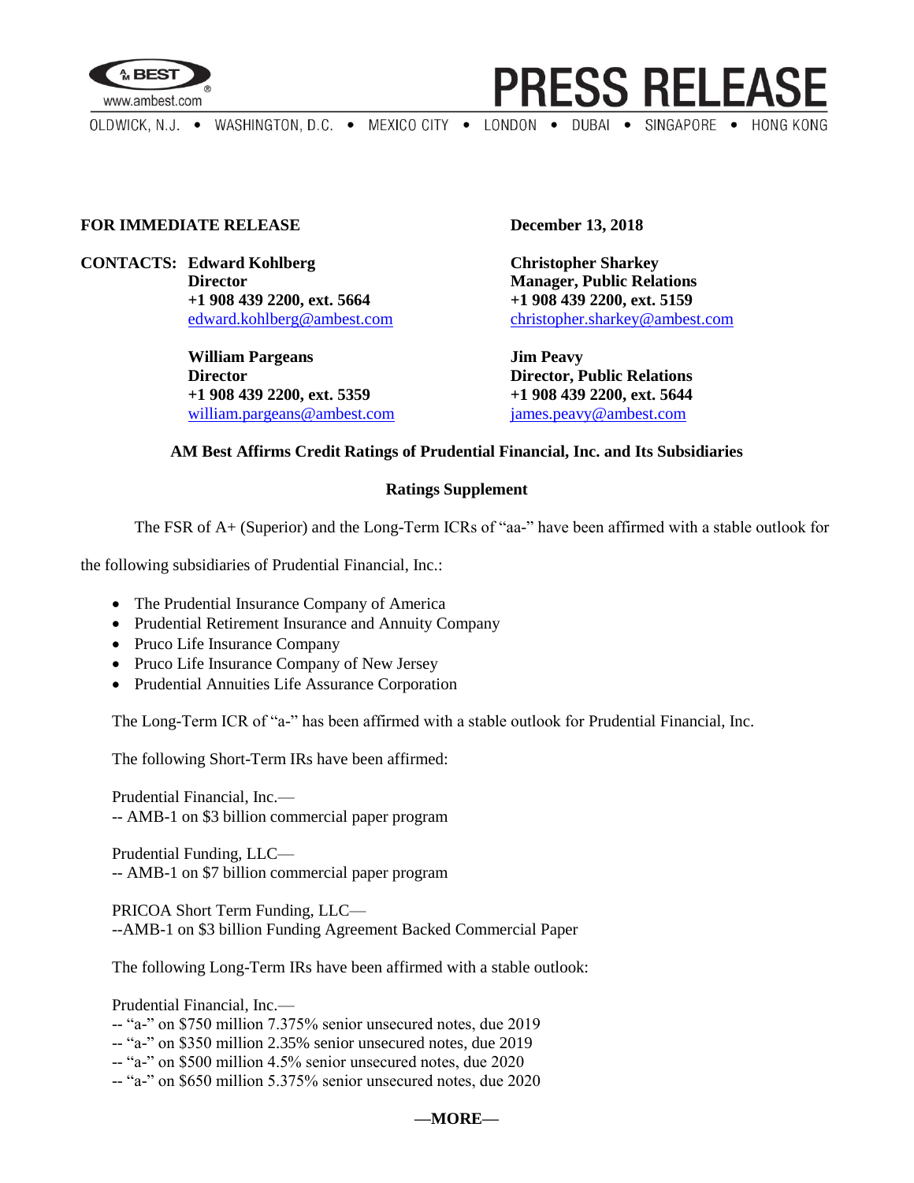**FOR IMMEDIATE RELEASE** **December 13, 2018**

**CONTACTS:** **Edward Kohlberg**
**Director**
**+1 908 439 2200, ext. 5664**
edward.kohlberg@ambest.com

**William Pargeans**
**Director**
**+1 908 439 2200, ext. 5359**
william.pargeans@ambest.com

**Christopher Sharkey**
**Manager, Public Relations**
**+1 908 439 2200, ext. 5159**
christopher.sharkey@ambest.com

**Jim Peavy**
**Director, Public Relations**
**+1 908 439 2200, ext. 5644**
james.peavy@ambest.com

## AM Best Affirms Credit Ratings of Prudential Financial, Inc. and Its Subsidiaries

### Ratings Supplement

The FSR of A+ (Superior) and the Long-Term ICRs of "aa-" have been affirmed with a stable outlook for the following subsidiaries of Prudential Financial, Inc.:

- The Prudential Insurance Company of America
- Prudential Retirement Insurance and Annuity Company
- Pruco Life Insurance Company
- Pruco Life Insurance Company of New Jersey
- Prudential Annuities Life Assurance Corporation

The Long-Term ICR of "a-" has been affirmed with a stable outlook for Prudential Financial, Inc.

The following Short-Term IRs have been affirmed:

Prudential Financial, Inc.—
-- AMB-1 on $3 billion commercial paper program

Prudential Funding, LLC—
-- AMB-1 on $7 billion commercial paper program

PRICOA Short Term Funding, LLC—
--AMB-1 on $3 billion Funding Agreement Backed Commercial Paper

The following Long-Term IRs have been affirmed with a stable outlook:

Prudential Financial, Inc.—
-- "a-" on $750 million 7.375% senior unsecured notes, due 2019
-- "a-" on $350 million 2.35% senior unsecured notes, due 2019
-- "a-" on $500 million 4.5% senior unsecured notes, due 2020
-- "a-" on $650 million 5.375% senior unsecured notes, due 2020

**—MORE—**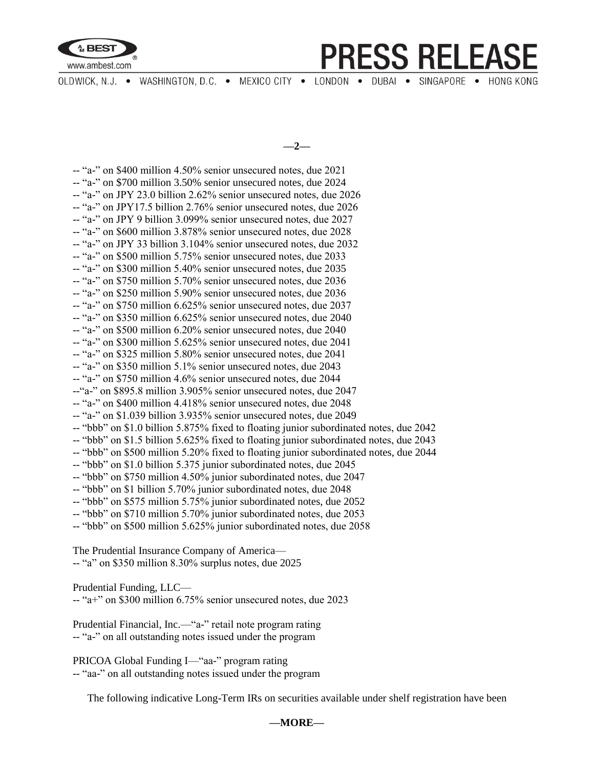-- “a-” on $400 million 4.50% senior unsecured notes, due 2021
-- “a-” on $700 million 3.50% senior unsecured notes, due 2024
-- “a-” on JPY 23.0 billion 2.62% senior unsecured notes, due 2026
-- “a-” on JPY17.5 billion 2.76% senior unsecured notes, due 2026
-- “a-” on JPY 9 billion 3.099% senior unsecured notes, due 2027
-- “a-” on $600 million 3.878% senior unsecured notes, due 2028
-- “a-” on JPY 33 billion 3.104% senior unsecured notes, due 2032
-- “a-” on $500 million 5.75% senior unsecured notes, due 2033
-- “a-” on $300 million 5.40% senior unsecured notes, due 2035
-- “a-” on $750 million 5.70% senior unsecured notes, due 2036
-- “a-” on $250 million 5.90% senior unsecured notes, due 2036
-- “a-” on $750 million 6.625% senior unsecured notes, due 2037
-- “a-” on $350 million 6.625% senior unsecured notes, due 2040
-- “a-” on $500 million 6.20% senior unsecured notes, due 2040
-- “a-” on $300 million 5.625% senior unsecured notes, due 2041
-- “a-” on $325 million 5.80% senior unsecured notes, due 2041
-- “a-” on $350 million 5.1% senior unsecured notes, due 2043
-- “a-” on $750 million 4.6% senior unsecured notes, due 2044
--“a-” on $895.8 million 3.905% senior unsecured notes, due 2047
-- “a-” on $400 million 4.418% senior unsecured notes, due 2048
-- “a-” on $1.039 billion 3.935% senior unsecured notes, due 2049
-- “bbb” on $1.0 billion 5.875% fixed to floating junior subordinated notes, due 2042
-- “bbb” on $1.5 billion 5.625% fixed to floating junior subordinated notes, due 2043
-- “bbb” on $500 million 5.20% fixed to floating junior subordinated notes, due 2044
-- “bbb” on $1.0 billion 5.375 junior subordinated notes, due 2045
-- “bbb” on $750 million 4.50% junior subordinated notes, due 2047
-- “bbb” on $1 billion 5.70% junior subordinated notes, due 2048
-- “bbb” on $575 million 5.75% junior subordinated notes, due 2052
-- “bbb” on $710 million 5.70% junior subordinated notes, due 2053
-- “bbb” on $500 million 5.625% junior subordinated notes, due 2058

The Prudential Insurance Company of America—
-- “a” on $350 million 8.30% surplus notes, due 2025

Prudential Funding, LLC—
-- “a+” on $300 million 6.75% senior unsecured notes, due 2023

Prudential Financial, Inc.—“a-” retail note program rating
-- “a-” on all outstanding notes issued under the program

PRICOA Global Funding I—“aa-” program rating
-- “aa-” on all outstanding notes issued under the program

The following indicative Long-Term IRs on securities available under shelf registration have been

**—MORE—**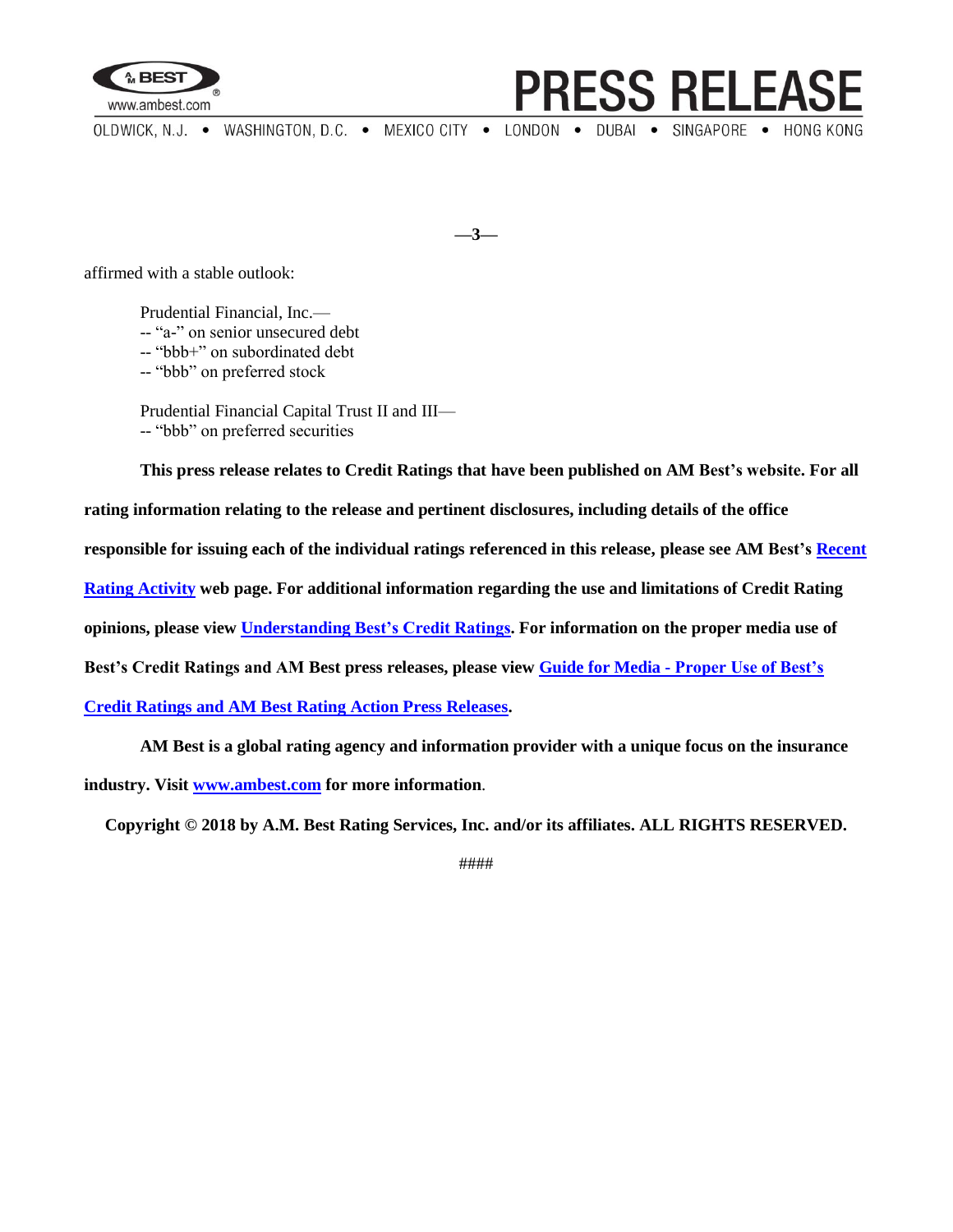affirmed with a stable outlook:

Prudential Financial, Inc.—
-- "a-" on senior unsecured debt
-- "bbb+" on subordinated debt
-- "bbb" on preferred stock

Prudential Financial Capital Trust II and III—
-- "bbb" on preferred securities

**This press release relates to Credit Ratings that have been published on AM Best's website. For all rating information relating to the release and pertinent disclosures, including details of the office responsible for issuing each of the individual ratings referenced in this release, please see AM Best's Recent Rating Activity web page. For additional information regarding the use and limitations of Credit Rating opinions, please view Understanding Best's Credit Ratings. For information on the proper media use of Best's Credit Ratings and AM Best press releases, please view Guide for Media - Proper Use of Best's Credit Ratings and AM Best Rating Action Press Releases.**

**AM Best is a global rating agency and information provider with a unique focus on the insurance industry. Visit www.ambest.com for more information.**

**Copyright © 2018 by A.M. Best Rating Services, Inc. and/or its affiliates. ALL RIGHTS RESERVED.**

####